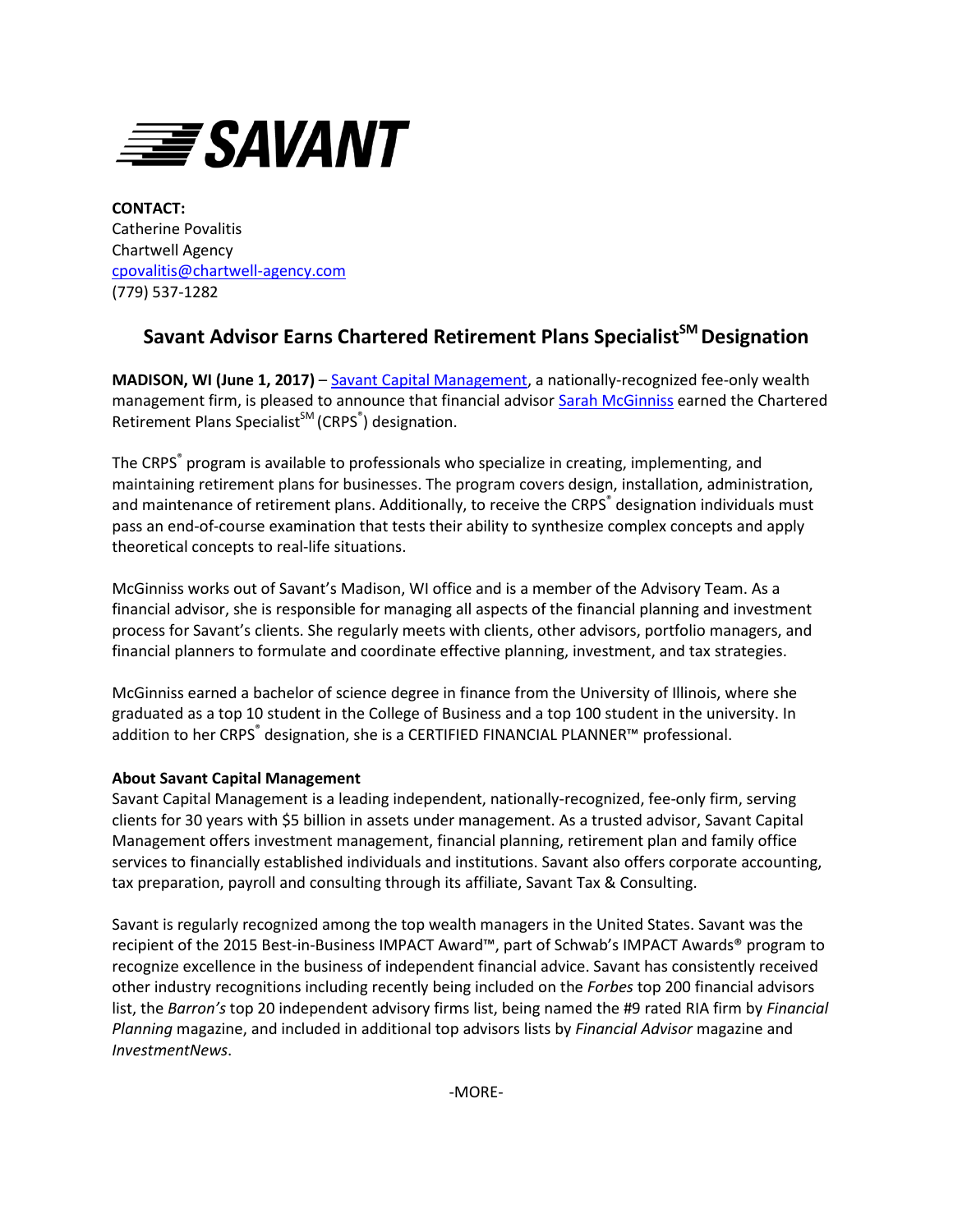**SAVANT**

**CONTACT:**
Catherine Povalitis
Chartwell Agency
cpovalitis@chartwell-agency.com
(779) 537-1282

# Savant Advisor Earns Chartered Retirement Plans Specialist℠ Designation

**MADISON, WI (June 1, 2017)** – Savant Capital Management, a nationally-recognized fee-only wealth management firm, is pleased to announce that financial advisor Sarah McGinniss earned the Chartered Retirement Plans Specialist℠ (CRPS®) designation.

The CRPS® program is available to professionals who specialize in creating, implementing, and maintaining retirement plans for businesses. The program covers design, installation, administration, and maintenance of retirement plans. Additionally, to receive the CRPS® designation individuals must pass an end-of-course examination that tests their ability to synthesize complex concepts and apply theoretical concepts to real-life situations.

McGinniss works out of Savant's Madison, WI office and is a member of the Advisory Team. As a financial advisor, she is responsible for managing all aspects of the financial planning and investment process for Savant's clients. She regularly meets with clients, other advisors, portfolio managers, and financial planners to formulate and coordinate effective planning, investment, and tax strategies.

McGinniss earned a bachelor of science degree in finance from the University of Illinois, where she graduated as a top 10 student in the College of Business and a top 100 student in the university. In addition to her CRPS® designation, she is a CERTIFIED FINANCIAL PLANNER™ professional.

**About Savant Capital Management**
Savant Capital Management is a leading independent, nationally-recognized, fee-only firm, serving clients for 30 years with $5 billion in assets under management. As a trusted advisor, Savant Capital Management offers investment management, financial planning, retirement plan and family office services to financially established individuals and institutions. Savant also offers corporate accounting, tax preparation, payroll and consulting through its affiliate, Savant Tax & Consulting.

Savant is regularly recognized among the top wealth managers in the United States. Savant was the recipient of the 2015 Best-in-Business IMPACT Award™, part of Schwab's IMPACT Awards® program to recognize excellence in the business of independent financial advice. Savant has consistently received other industry recognitions including recently being included on the *Forbes* top 200 financial advisors list, the *Barron's* top 20 independent advisory firms list, being named the #9 rated RIA firm by *Financial Planning* magazine, and included in additional top advisors lists by *Financial Advisor* magazine and *InvestmentNews*.

-MORE-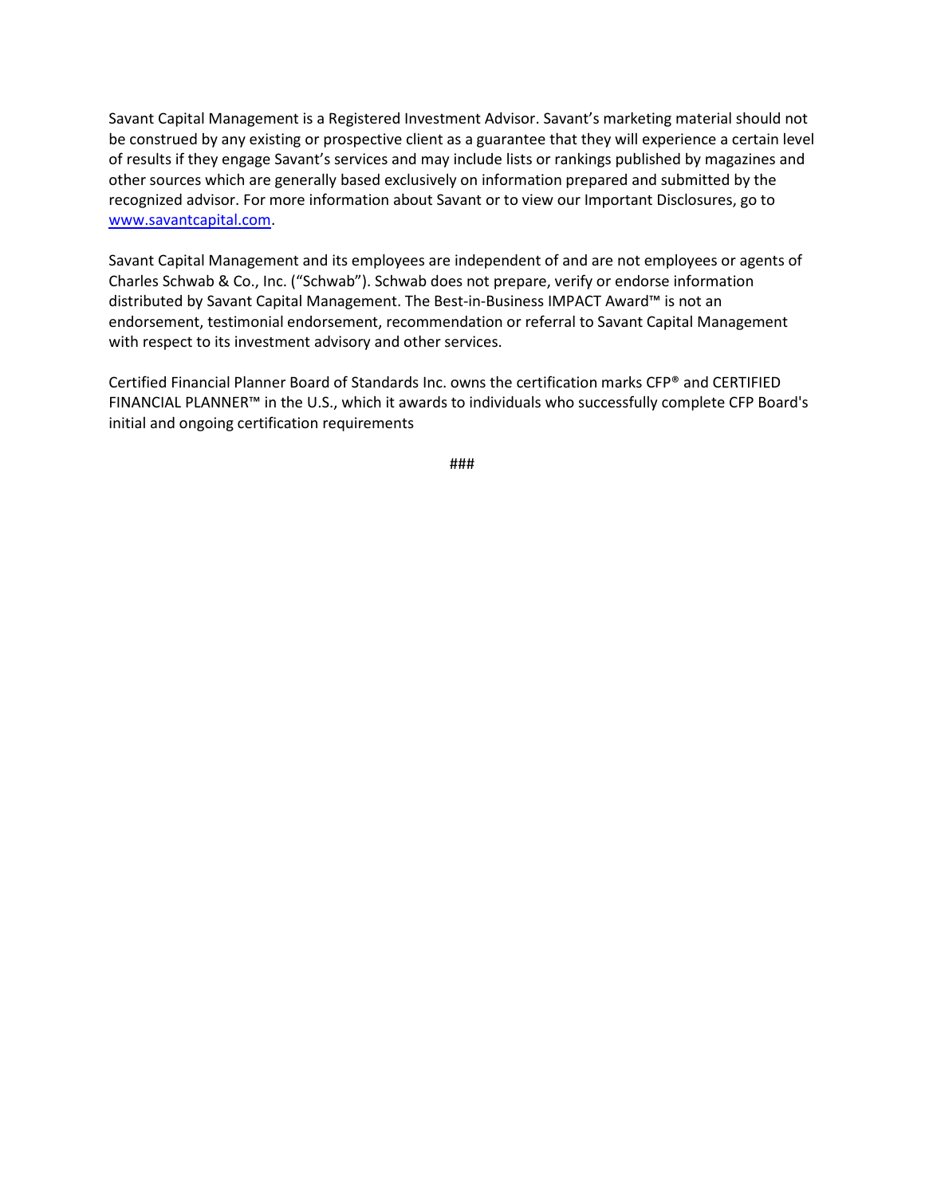Savant Capital Management is a Registered Investment Advisor. Savant's marketing material should not be construed by any existing or prospective client as a guarantee that they will experience a certain level of results if they engage Savant's services and may include lists or rankings published by magazines and other sources which are generally based exclusively on information prepared and submitted by the recognized advisor. For more information about Savant or to view our Important Disclosures, go to [www.savantcapital.com](http://www.savantcapital.com).

Savant Capital Management and its employees are independent of and are not employees or agents of Charles Schwab & Co., Inc. ("Schwab"). Schwab does not prepare, verify or endorse information distributed by Savant Capital Management. The Best-in-Business IMPACT Award™ is not an endorsement, testimonial endorsement, recommendation or referral to Savant Capital Management with respect to its investment advisory and other services.

Certified Financial Planner Board of Standards Inc. owns the certification marks CFP® and CERTIFIED FINANCIAL PLANNER™ in the U.S., which it awards to individuals who successfully complete CFP Board's initial and ongoing certification requirements

###